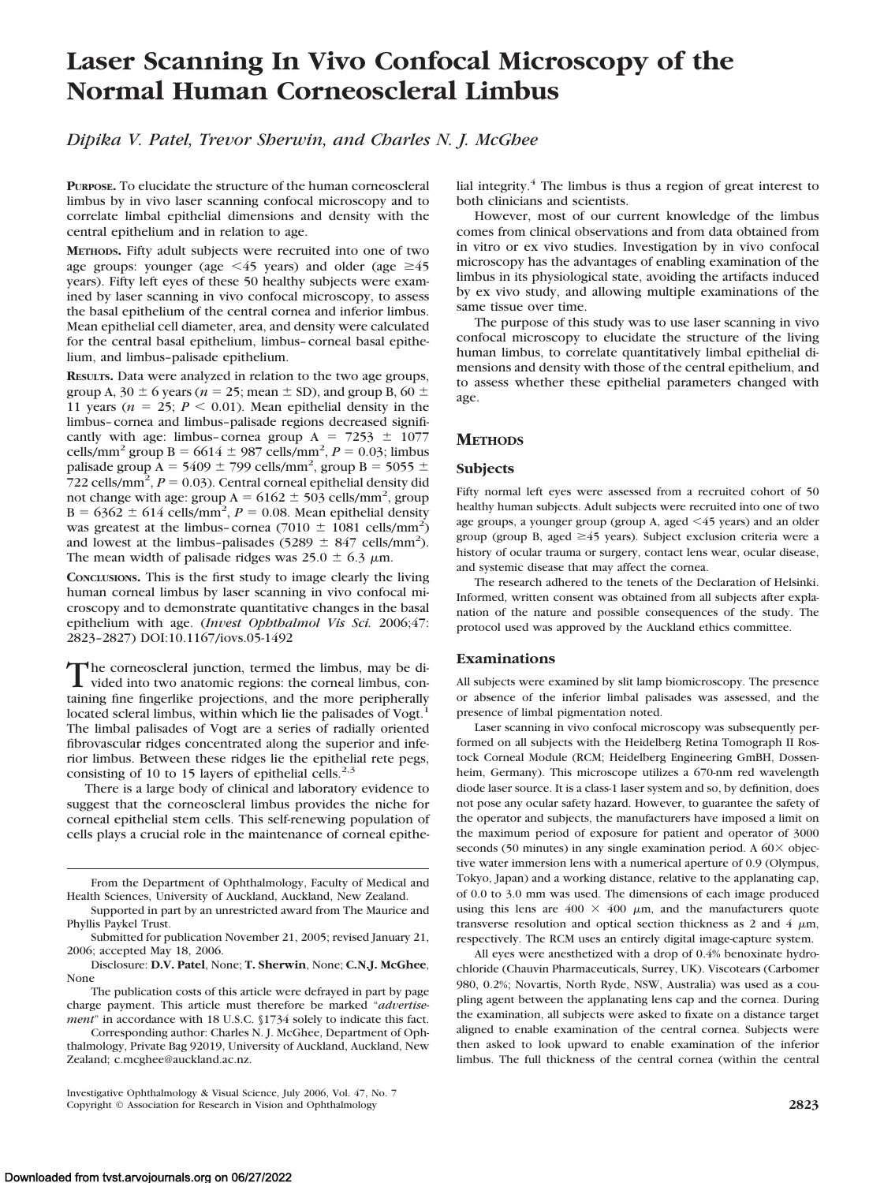# Laser Scanning In Vivo Confocal Microscopy of the Normal Human Corneoscleral Limbus

*Dipika V. Patel, Trevor Sherwin, and Charles N. J. McGhee*

**PURPOSE.** To elucidate the structure of the human corneoscleral limbus by in vivo laser scanning confocal microscopy and to correlate limbal epithelial dimensions and density with the central epithelium and in relation to age.

**METHODS.** Fifty adult subjects were recruited into one of two age groups: younger (age <45 years) and older (age ≥45 years). Fifty left eyes of these 50 healthy subjects were examined by laser scanning in vivo confocal microscopy, to assess the basal epithelium of the central cornea and inferior limbus. Mean epithelial cell diameter, area, and density were calculated for the central basal epithelium, limbus–corneal basal epithelium, and limbus–palisade epithelium.

**RESULTS.** Data were analyzed in relation to the two age groups, group A, 30 ± 6 years ($n = 25$; mean ± SD), and group B, 60 ± 11 years ($n = 25$; $P < 0.01$). Mean epithelial density in the limbus–cornea and limbus–palisade regions decreased significantly with age: limbus–cornea group A = 7253 ± 1077 cells/mm$^2$ group B = 6614 ± 987 cells/mm$^2$, $P = 0.03$; limbus palisade group A = 5409 ± 799 cells/mm$^2$, group B = 5055 ± 722 cells/mm$^2$, $P = 0.03$). Central corneal epithelial density did not change with age: group A = 6162 ± 503 cells/mm$^2$, group B = 6362 ± 614 cells/mm$^2$, $P = 0.08$. Mean epithelial density was greatest at the limbus–cornea (7010 ± 1081 cells/mm$^2$) and lowest at the limbus–palisades (5289 ± 847 cells/mm$^2$). The mean width of palisade ridges was 25.0 ± 6.3 μm.

**CONCLUSIONS.** This is the first study to image clearly the living human corneal limbus by laser scanning in vivo confocal microscopy and to demonstrate quantitative changes in the basal epithelium with age. (*Invest Ophthalmol Vis Sci.* 2006;47: 2823–2827) DOI:10.1167/iovs.05-1492

The corneoscleral junction, termed the limbus, may be divided into two anatomic regions: the corneal limbus, containing fine fingerlike projections, and the more peripherally located scleral limbus, within which lie the palisades of Vogt.[1] The limbal palisades of Vogt are a series of radially oriented fibrovascular ridges concentrated along the superior and inferior limbus. Between these ridges lie the epithelial rete pegs, consisting of 10 to 15 layers of epithelial cells.[2,3]

There is a large body of clinical and laboratory evidence to suggest that the corneoscleral limbus provides the niche for corneal epithelial stem cells. This self-renewing population of cells plays a crucial role in the maintenance of corneal epithelial integrity.[4] The limbus is thus a region of great interest to both clinicians and scientists.

However, most of our current knowledge of the limbus comes from clinical observations and from data obtained from in vitro or ex vivo studies. Investigation by in vivo confocal microscopy has the advantages of enabling examination of the limbus in its physiological state, avoiding the artifacts induced by ex vivo study, and allowing multiple examinations of the same tissue over time.

The purpose of this study was to use laser scanning in vivo confocal microscopy to elucidate the structure of the living human limbus, to correlate quantitatively limbal epithelial dimensions and density with those of the central epithelium, and to assess whether these epithelial parameters changed with age.

## METHODS

### Subjects

Fifty normal left eyes were assessed from a recruited cohort of 50 healthy human subjects. Adult subjects were recruited into one of two age groups, a younger group (group A, aged <45 years) and an older group (group B, aged ≥45 years). Subject exclusion criteria were a history of ocular trauma or surgery, contact lens wear, ocular disease, and systemic disease that may affect the cornea.

The research adhered to the tenets of the Declaration of Helsinki. Informed, written consent was obtained from all subjects after explanation of the nature and possible consequences of the study. The protocol used was approved by the Auckland ethics committee.

### Examinations

All subjects were examined by slit lamp biomicroscopy. The presence or absence of the inferior limbal palisades was assessed, and the presence of limbal pigmentation noted.

Laser scanning in vivo confocal microscopy was subsequently performed on all subjects with the Heidelberg Retina Tomograph II Rostock Corneal Module (RCM; Heidelberg Engineering GmbH, Dossenheim, Germany). This microscope utilizes a 670-nm red wavelength diode laser source. It is a class-1 laser system and so, by definition, does not pose any ocular safety hazard. However, to guarantee the safety of the operator and subjects, the manufacturers have imposed a limit on the maximum period of exposure for patient and operator of 3000 seconds (50 minutes) in any single examination period. A 60× objective water immersion lens with a numerical aperture of 0.9 (Olympus, Tokyo, Japan) and a working distance, relative to the applanating cap, of 0.0 to 3.0 mm was used. The dimensions of each image produced using this lens are 400 × 400 μm, and the manufacturers quote transverse resolution and optical section thickness as 2 and 4 μm, respectively. The RCM uses an entirely digital image-capture system.

All eyes were anesthetized with a drop of 0.4% benoxinate hydrochloride (Chauvin Pharmaceuticals, Surrey, UK). Viscotears (Carbomer 980, 0.2%; Novartis, North Ryde, NSW, Australia) was used as a coupling agent between the applanating lens cap and the cornea. During the examination, all subjects were asked to fixate on a distance target aligned to enable examination of the central cornea. Subjects were then asked to look upward to enable examination of the inferior limbus. The full thickness of the central cornea (within the central

---

From the Department of Ophthalmology, Faculty of Medical and Health Sciences, University of Auckland, Auckland, New Zealand.

Supported in part by an unrestricted award from The Maurice and Phyllis Paykel Trust.

Submitted for publication November 21, 2005; revised January 21, 2006; accepted May 18, 2006.

Disclosure: **D.V. Patel**, None; **T. Sherwin**, None; **C.N.J. McGhee**, None

The publication costs of this article were defrayed in part by page charge payment. This article must therefore be marked "*advertisement*" in accordance with 18 U.S.C. §1734 solely to indicate this fact.

Corresponding author: Charles N. J. McGhee, Department of Ophthalmology, Private Bag 92019, University of Auckland, Auckland, New Zealand; c.mcghee@auckland.ac.nz.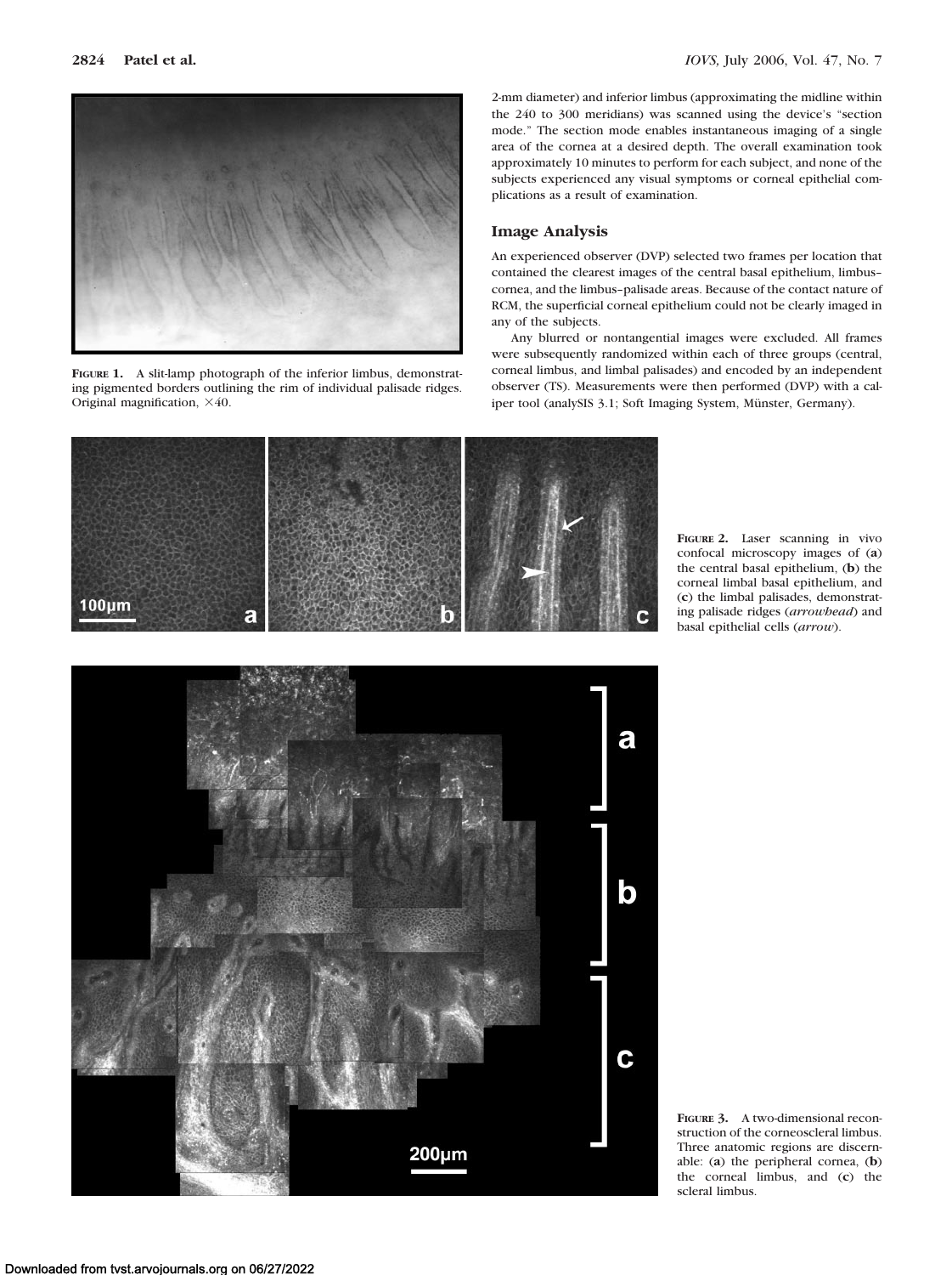FIGURE 1. A slit-lamp photograph of the inferior limbus, demonstrating pigmented borders outlining the rim of individual palisade ridges. Original magnification, ×40.

2-mm diameter) and inferior limbus (approximating the midline within the 240 to 300 meridians) was scanned using the device's "section mode." The section mode enables instantaneous imaging of a single area of the cornea at a desired depth. The overall examination took approximately 10 minutes to perform for each subject, and none of the subjects experienced any visual symptoms or corneal epithelial complications as a result of examination.

## Image Analysis

An experienced observer (DVP) selected two frames per location that contained the clearest images of the central basal epithelium, limbus–cornea, and the limbus–palisade areas. Because of the contact nature of RCM, the superficial corneal epithelium could not be clearly imaged in any of the subjects.

Any blurred or nontangential images were excluded. All frames were subsequently randomized within each of three groups (central, corneal limbus, and limbal palisades) and encoded by an independent observer (TS). Measurements were then performed (DVP) with a caliper tool (analySIS 3.1; Soft Imaging System, Münster, Germany).

FIGURE 2. Laser scanning in vivo confocal microscopy images of (**a**) the central basal epithelium, (**b**) the corneal limbal basal epithelium, and (**c**) the limbal palisades, demonstrating palisade ridges (*arrowhead*) and basal epithelial cells (*arrow*).

FIGURE 3. A two-dimensional reconstruction of the corneoscleral limbus. Three anatomic regions are discernable: (**a**) the peripheral cornea, (**b**) the corneal limbus, and (**c**) the scleral limbus.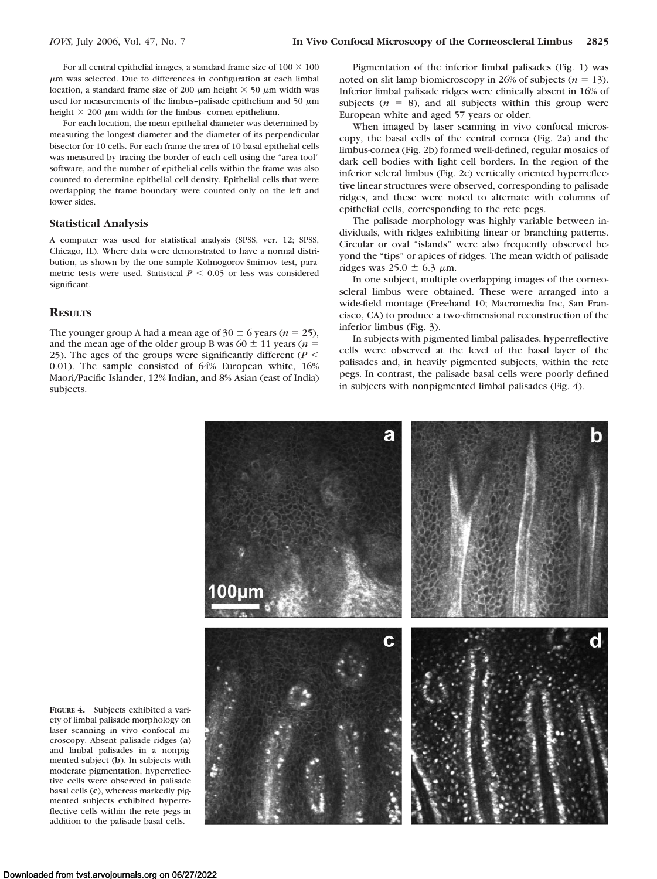For all central epithelial images, a standard frame size of 100 × 100 μm was selected. Due to differences in configuration at each limbal location, a standard frame size of 200 μm height × 50 μm width was used for measurements of the limbus–palisade epithelium and 50 μm height × 200 μm width for the limbus–cornea epithelium.

For each location, the mean epithelial diameter was determined by measuring the longest diameter and the diameter of its perpendicular bisector for 10 cells. For each frame the area of 10 basal epithelial cells was measured by tracing the border of each cell using the "area tool" software, and the number of epithelial cells within the frame was also counted to determine epithelial cell density. Epithelial cells that were overlapping the frame boundary were counted only on the left and lower sides.

### Statistical Analysis

A computer was used for statistical analysis (SPSS, ver. 12; SPSS, Chicago, IL). Where data were demonstrated to have a normal distribution, as shown by the one sample Kolmogorov-Smirnov test, parametric tests were used. Statistical $P < 0.05$ or less was considered significant.

## Results

The younger group A had a mean age of 30 ± 6 years ($n = 25$), and the mean age of the older group B was 60 ± 11 years ($n = 25$). The ages of the groups were significantly different ($P < 0.01$). The sample consisted of 64% European white, 16% Maori/Pacific Islander, 12% Indian, and 8% Asian (east of India) subjects.

Pigmentation of the inferior limbal palisades (Fig. 1) was noted on slit lamp biomicroscopy in 26% of subjects ($n = 13$). Inferior limbal palisade ridges were clinically absent in 16% of subjects ($n = 8$), and all subjects within this group were European white and aged 57 years or older.

When imaged by laser scanning in vivo confocal microscopy, the basal cells of the central cornea (Fig. 2a) and the limbus-cornea (Fig. 2b) formed well-defined, regular mosaics of dark cell bodies with light cell borders. In the region of the inferior scleral limbus (Fig. 2c) vertically oriented hyperreflective linear structures were observed, corresponding to palisade ridges, and these were noted to alternate with columns of epithelial cells, corresponding to the rete pegs.

The palisade morphology was highly variable between individuals, with ridges exhibiting linear or branching patterns. Circular or oval "islands" were also frequently observed beyond the "tips" or apices of ridges. The mean width of palisade ridges was 25.0 ± 6.3 μm.

In one subject, multiple overlapping images of the corneoscleral limbus were obtained. These were arranged into a wide-field montage (Freehand 10; Macromedia Inc, San Francisco, CA) to produce a two-dimensional reconstruction of the inferior limbus (Fig. 3).

In subjects with pigmented limbal palisades, hyperreflective cells were observed at the level of the basal layer of the palisades and, in heavily pigmented subjects, within the rete pegs. In contrast, the palisade basal cells were poorly defined in subjects with nonpigmented limbal palisades (Fig. 4).

**Figure 4.** Subjects exhibited a variety of limbal palisade morphology on laser scanning in vivo confocal microscopy. Absent palisade ridges (**a**) and limbal palisades in a nonpigmented subject (**b**). In subjects with moderate pigmentation, hyperreflective cells were observed in palisade basal cells (**c**), whereas markedly pigmented subjects exhibited hyperreflective cells within the rete pegs in addition to the palisade basal cells.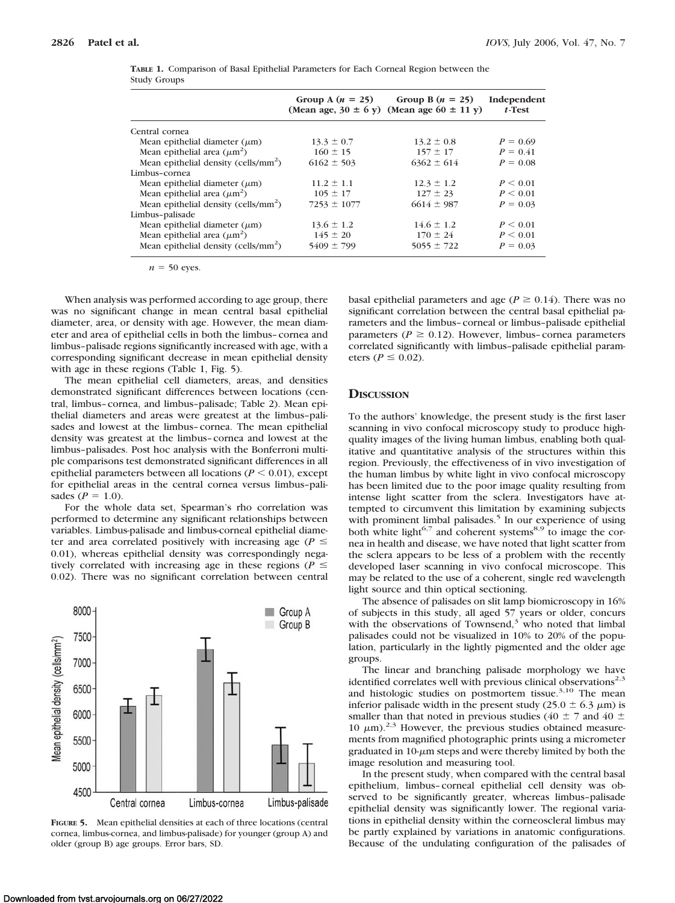**TABLE 1.** Comparison of Basal Epithelial Parameters for Each Corneal Region between the Study Groups

| | Group A ($n = 25$) (Mean age, $30 \pm 6$ y) | Group B ($n = 25$) (Mean age $60 \pm 11$ y) | Independent *t*-Test |
|---|---|---|---|
| Central cornea | | | |
| Mean epithelial diameter (μm) | $13.3 \pm 0.7$ | $13.2 \pm 0.8$ | $P = 0.69$ |
| Mean epithelial area (μm$^2$) | $160 \pm 15$ | $157 \pm 17$ | $P = 0.41$ |
| Mean epithelial density (cells/mm$^2$) | $6162 \pm 503$ | $6362 \pm 614$ | $P = 0.08$ |
| Limbus–cornea | | | |
| Mean epithelial diameter (μm) | $11.2 \pm 1.1$ | $12.3 \pm 1.2$ | $P < 0.01$ |
| Mean epithelial area (μm$^2$) | $105 \pm 17$ | $127 \pm 23$ | $P < 0.01$ |
| Mean epithelial density (cells/mm$^2$) | $7253 \pm 1077$ | $6614 \pm 987$ | $P = 0.03$ |
| Limbus–palisade | | | |
| Mean epithelial diameter (μm) | $13.6 \pm 1.2$ | $14.6 \pm 1.2$ | $P < 0.01$ |
| Mean epithelial area (μm$^2$) | $145 \pm 20$ | $170 \pm 24$ | $P < 0.01$ |
| Mean epithelial density (cells/mm$^2$) | $5409 \pm 799$ | $5055 \pm 722$ | $P = 0.03$ |

$n = 50$ eyes.

When analysis was performed according to age group, there was no significant change in mean central basal epithelial diameter, area, or density with age. However, the mean diameter and area of epithelial cells in both the limbus–cornea and limbus–palisade regions significantly increased with age, with a corresponding significant decrease in mean epithelial density with age in these regions (Table 1, Fig. 5).

The mean epithelial cell diameters, areas, and densities demonstrated significant differences between locations (central, limbus–cornea, and limbus–palisade; Table 2). Mean epithelial diameters and areas were greatest at the limbus–palisades and lowest at the limbus–cornea. The mean epithelial density was greatest at the limbus–cornea and lowest at the limbus–palisades. Post hoc analysis with the Bonferroni multiple comparisons test demonstrated significant differences in all epithelial parameters between all locations ($P < 0.01$), except for epithelial areas in the central cornea versus limbus–palisades ($P = 1.0$).

For the whole data set, Spearman's rho correlation was performed to determine any significant relationships between variables. Limbus-palisade and limbus-corneal epithelial diameter and area correlated positively with increasing age ($P \leq 0.01$), whereas epithelial density was correspondingly negatively correlated with increasing age in these regions ($P \leq 0.02$). There was no significant correlation between central basal epithelial parameters and age ($P \geq 0.14$). There was no significant correlation between the central basal epithelial parameters and the limbus–corneal or limbus–palisade epithelial parameters ($P \geq 0.12$). However, limbus–cornea parameters correlated significantly with limbus–palisade epithelial parameters ($P \leq 0.02$).

**FIGURE 5.** Mean epithelial densities at each of three locations (central cornea, limbus-cornea, and limbus-palisade) for younger (group A) and older (group B) age groups. Error bars, SD.

## Discussion

To the authors' knowledge, the present study is the first laser scanning in vivo confocal microscopy study to produce high-quality images of the living human limbus, enabling both qualitative and quantitative analysis of the structures within this region. Previously, the effectiveness of in vivo investigation of the human limbus by white light in vivo confocal microscopy has been limited due to the poor image quality resulting from intense light scatter from the sclera. Investigators have attempted to circumvent this limitation by examining subjects with prominent limbal palisades.[5] In our experience of using both white light[6,7] and coherent systems[8,9] to image the cornea in health and disease, we have noted that light scatter from the sclera appears to be less of a problem with the recently developed laser scanning in vivo confocal microscope. This may be related to the use of a coherent, single red wavelength light source and thin optical sectioning.

The absence of palisades on slit lamp biomicroscopy in 16% of subjects in this study, all aged 57 years or older, concurs with the observations of Townsend,[3] who noted that limbal palisades could not be visualized in 10% to 20% of the population, particularly in the lightly pigmented and the older age groups.

The linear and branching palisade morphology we have identified correlates well with previous clinical observations[2,3] and histologic studies on postmortem tissue.[3,10] The mean inferior palisade width in the present study ($25.0 \pm 6.3$ μm) is smaller than that noted in previous studies ($40 \pm 7$ and $40 \pm 10$ μm).[2,3] However, the previous studies obtained measurements from magnified photographic prints using a micrometer graduated in 10-μm steps and were thereby limited by both the image resolution and measuring tool.

In the present study, when compared with the central basal epithelium, limbus–corneal epithelial cell density was observed to be significantly greater, whereas limbus–palisade epithelial density was significantly lower. The regional variations in epithelial density within the corneoscleral limbus may be partly explained by variations in anatomic configurations. Because of the undulating configuration of the palisades of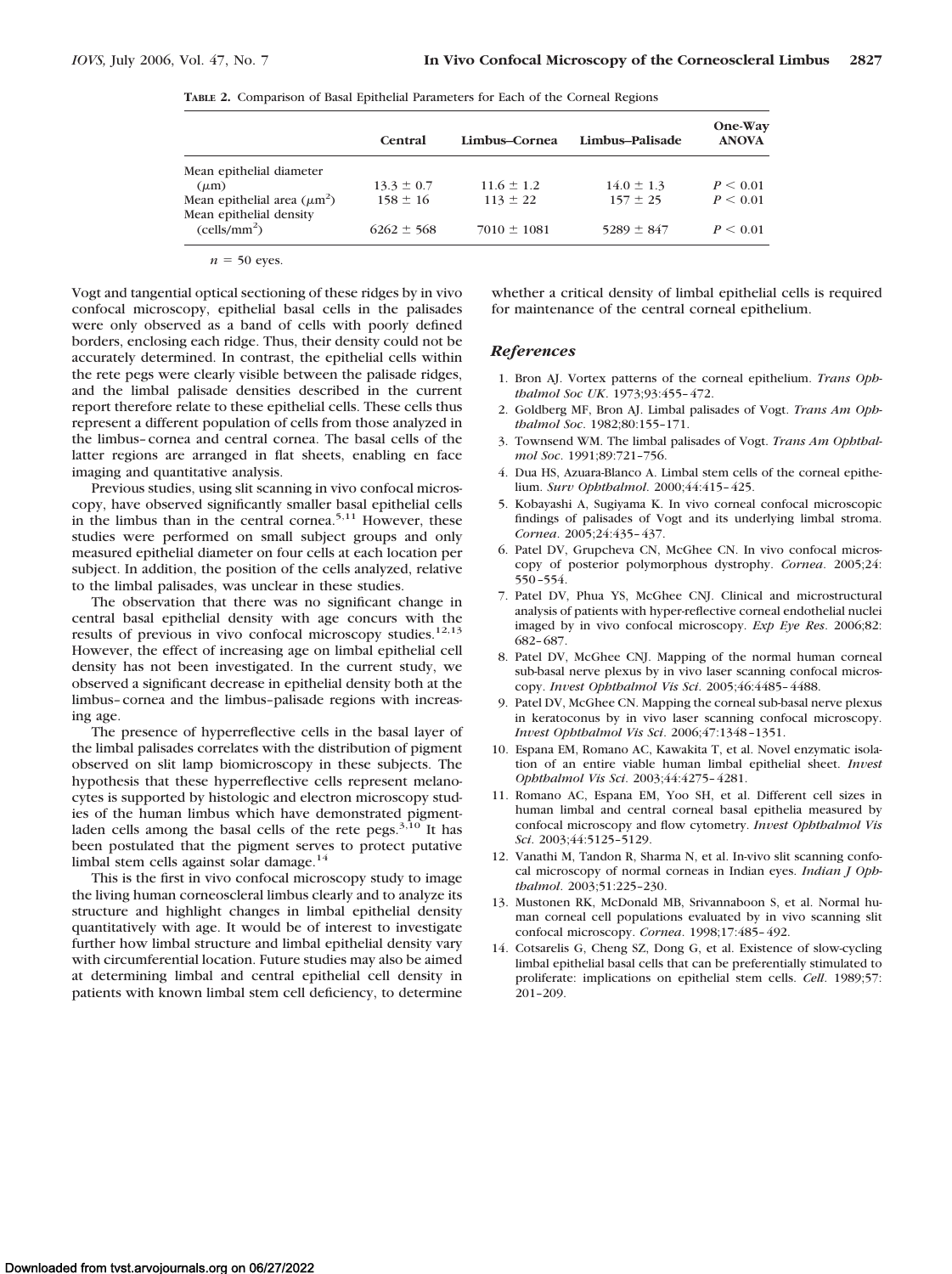**TABLE 2.** Comparison of Basal Epithelial Parameters for Each of the Corneal Regions

| | Central | Limbus–Cornea | Limbus–Palisade | One-Way ANOVA |
|---|---|---|---|---|
| Mean epithelial diameter (μm) | 13.3 ± 0.7 | 11.6 ± 1.2 | 14.0 ± 1.3 | $P < 0.01$ |
| Mean epithelial area (μm$^2$) | 158 ± 16 | 113 ± 22 | 157 ± 25 | $P < 0.01$ |
| Mean epithelial density (cells/mm$^2$) | 6262 ± 568 | 7010 ± 1081 | 5289 ± 847 | $P < 0.01$ |

$n = 50$ eyes.

Vogt and tangential optical sectioning of these ridges by in vivo confocal microscopy, epithelial basal cells in the palisades were only observed as a band of cells with poorly defined borders, enclosing each ridge. Thus, their density could not be accurately determined. In contrast, the epithelial cells within the rete pegs were clearly visible between the palisade ridges, and the limbal palisade densities described in the current report therefore relate to these epithelial cells. These cells thus represent a different population of cells from those analyzed in the limbus–cornea and central cornea. The basal cells of the latter regions are arranged in flat sheets, enabling en face imaging and quantitative analysis.

Previous studies, using slit scanning in vivo confocal microscopy, have observed significantly smaller basal epithelial cells in the limbus than in the central cornea.[5,11] However, these studies were performed on small subject groups and only measured epithelial diameter on four cells at each location per subject. In addition, the position of the cells analyzed, relative to the limbal palisades, was unclear in these studies.

The observation that there was no significant change in central basal epithelial density with age concurs with the results of previous in vivo confocal microscopy studies.[12,13] However, the effect of increasing age on limbal epithelial cell density has not been investigated. In the current study, we observed a significant decrease in epithelial density both at the limbus–cornea and the limbus–palisade regions with increasing age.

The presence of hyperreflective cells in the basal layer of the limbal palisades correlates with the distribution of pigment observed on slit lamp biomicroscopy in these subjects. The hypothesis that these hyperreflective cells represent melanocytes is supported by histologic and electron microscopy studies of the human limbus which have demonstrated pigment-laden cells among the basal cells of the rete pegs.[3,10] It has been postulated that the pigment serves to protect putative limbal stem cells against solar damage.[14]

This is the first in vivo confocal microscopy study to image the living human corneoscleral limbus clearly and to analyze its structure and highlight changes in limbal epithelial density quantitatively with age. It would be of interest to investigate further how limbal structure and limbal epithelial density vary with circumferential location. Future studies may also be aimed at determining limbal and central epithelial cell density in patients with known limbal stem cell deficiency, to determine whether a critical density of limbal epithelial cells is required for maintenance of the central corneal epithelium.

### *References*

1. Bron AJ. Vortex patterns of the corneal epithelium. *Trans Ophthalmol Soc UK*. 1973;93:455–472.
2. Goldberg MF, Bron AJ. Limbal palisades of Vogt. *Trans Am Ophthalmol Soc*. 1982;80:155–171.
3. Townsend WM. The limbal palisades of Vogt. *Trans Am Ophthalmol Soc*. 1991;89:721–756.
4. Dua HS, Azuara-Blanco A. Limbal stem cells of the corneal epithelium. *Surv Ophthalmol*. 2000;44:415–425.
5. Kobayashi A, Sugiyama K. In vivo corneal confocal microscopic findings of palisades of Vogt and its underlying limbal stroma. *Cornea*. 2005;24:435–437.
6. Patel DV, Grupcheva CN, McGhee CN. In vivo confocal microscopy of posterior polymorphous dystrophy. *Cornea*. 2005;24:550–554.
7. Patel DV, Phua YS, McGhee CNJ. Clinical and microstructural analysis of patients with hyper-reflective corneal endothelial nuclei imaged by in vivo confocal microscopy. *Exp Eye Res*. 2006;82:682–687.
8. Patel DV, McGhee CNJ. Mapping of the normal human corneal sub-basal nerve plexus by in vivo laser scanning confocal microscopy. *Invest Ophthalmol Vis Sci*. 2005;46:4485–4488.
9. Patel DV, McGhee CN. Mapping the corneal sub-basal nerve plexus in keratoconus by in vivo laser scanning confocal microscopy. *Invest Ophthalmol Vis Sci*. 2006;47:1348–1351.
10. Espana EM, Romano AC, Kawakita T, et al. Novel enzymatic isolation of an entire viable human limbal epithelial sheet. *Invest Ophthalmol Vis Sci*. 2003;44:4275–4281.
11. Romano AC, Espana EM, Yoo SH, et al. Different cell sizes in human limbal and central corneal basal epithelia measured by confocal microscopy and flow cytometry. *Invest Ophthalmol Vis Sci*. 2003;44:5125–5129.
12. Vanathi M, Tandon R, Sharma N, et al. In-vivo slit scanning confocal microscopy of normal corneas in Indian eyes. *Indian J Ophthalmol*. 2003;51:225–230.
13. Mustonen RK, McDonald MB, Srivannaboon S, et al. Normal human corneal cell populations evaluated by in vivo scanning slit confocal microscopy. *Cornea*. 1998;17:485–492.
14. Cotsarelis G, Cheng SZ, Dong G, et al. Existence of slow-cycling limbal epithelial basal cells that can be preferentially stimulated to proliferate: implications on epithelial stem cells. *Cell*. 1989;57:201–209.